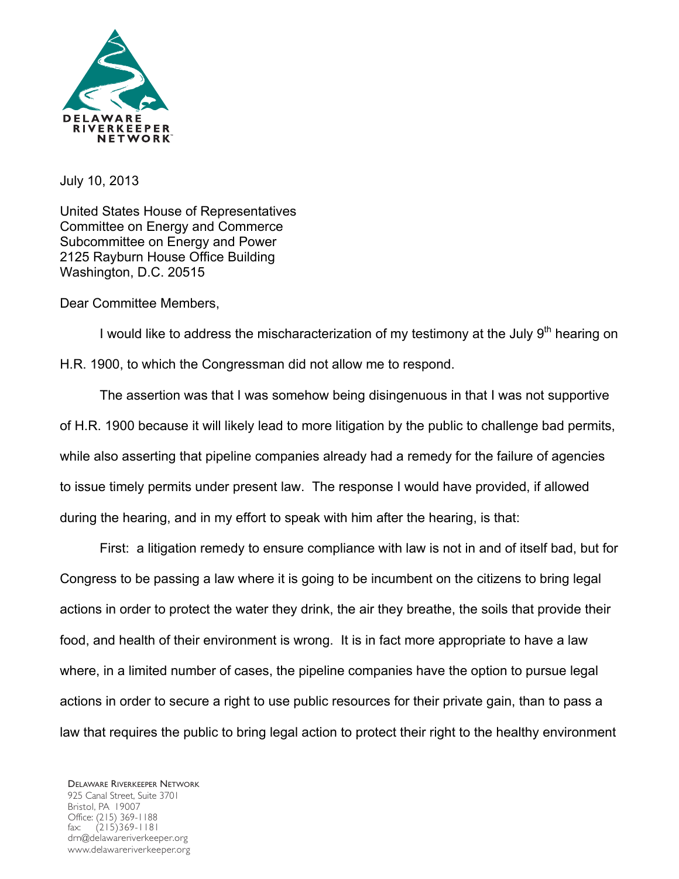DELAWARE RIVERKEEPER NETWORK

July 10, 2013

United States House of Representatives
Committee on Energy and Commerce
Subcommittee on Energy and Power
2125 Rayburn House Office Building
Washington, D.C. 20515

Dear Committee Members,

I would like to address the mischaracterization of my testimony at the July 9th hearing on H.R. 1900, to which the Congressman did not allow me to respond.

The assertion was that I was somehow being disingenuous in that I was not supportive of H.R. 1900 because it will likely lead to more litigation by the public to challenge bad permits, while also asserting that pipeline companies already had a remedy for the failure of agencies to issue timely permits under present law. The response I would have provided, if allowed during the hearing, and in my effort to speak with him after the hearing, is that:

First: a litigation remedy to ensure compliance with law is not in and of itself bad, but for Congress to be passing a law where it is going to be incumbent on the citizens to bring legal actions in order to protect the water they drink, the air they breathe, the soils that provide their food, and health of their environment is wrong. It is in fact more appropriate to have a law where, in a limited number of cases, the pipeline companies have the option to pursue legal actions in order to secure a right to use public resources for their private gain, than to pass a law that requires the public to bring legal action to protect their right to the healthy environment

DELAWARE RIVERKEEPER NETWORK
925 Canal Street, Suite 3701
Bristol, PA 19007
Office: (215) 369-1188
fax: (215)369-1181
drn@delawareriverkeeper.org
www.delawareriverkeeper.org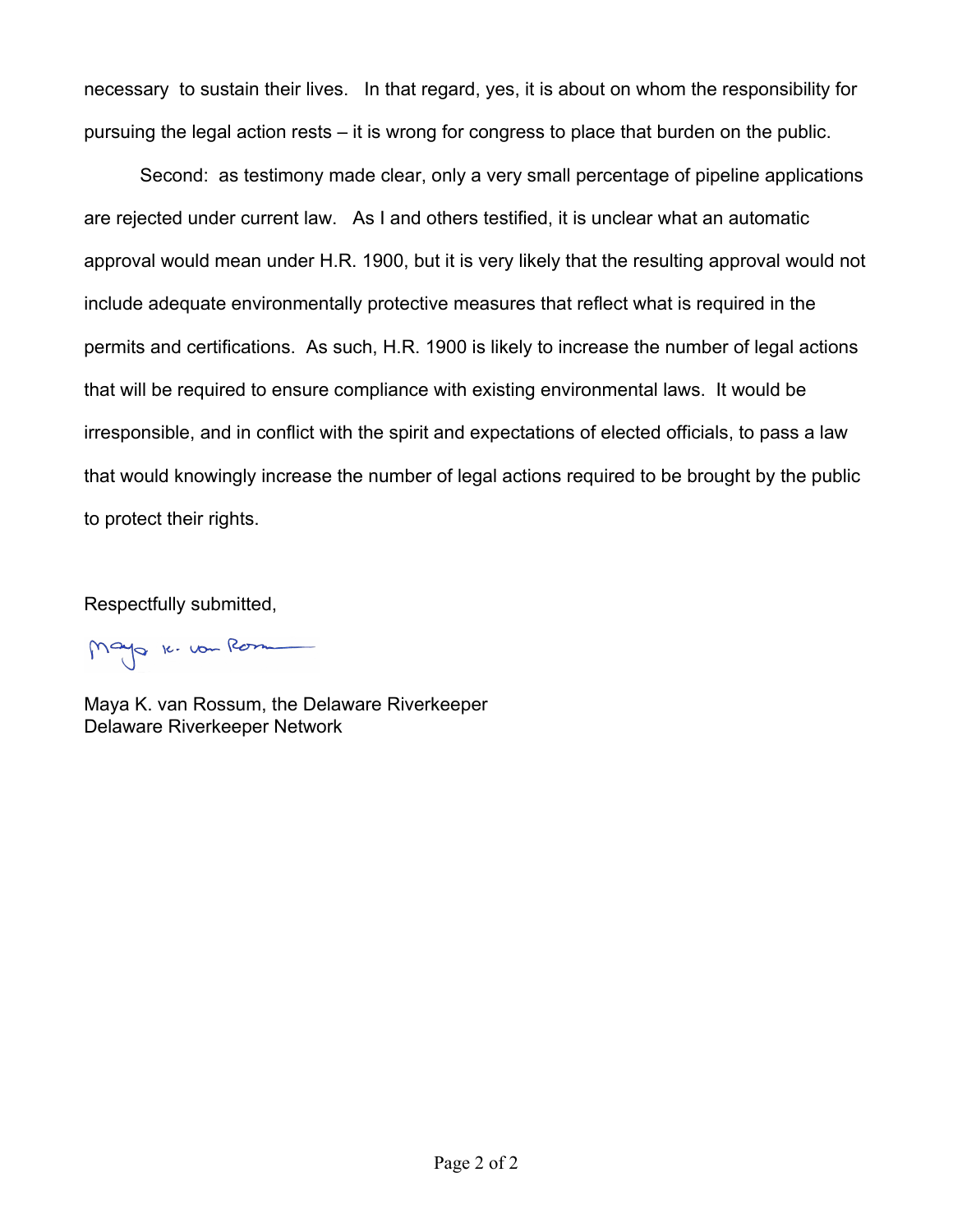necessary to sustain their lives. In that regard, yes, it is about on whom the responsibility for pursuing the legal action rests – it is wrong for congress to place that burden on the public.

Second: as testimony made clear, only a very small percentage of pipeline applications are rejected under current law. As I and others testified, it is unclear what an automatic approval would mean under H.R. 1900, but it is very likely that the resulting approval would not include adequate environmentally protective measures that reflect what is required in the permits and certifications. As such, H.R. 1900 is likely to increase the number of legal actions that will be required to ensure compliance with existing environmental laws. It would be irresponsible, and in conflict with the spirit and expectations of elected officials, to pass a law that would knowingly increase the number of legal actions required to be brought by the public to protect their rights.

Respectfully submitted,

Maya K. van Rossum, the Delaware Riverkeeper
Delaware Riverkeeper Network